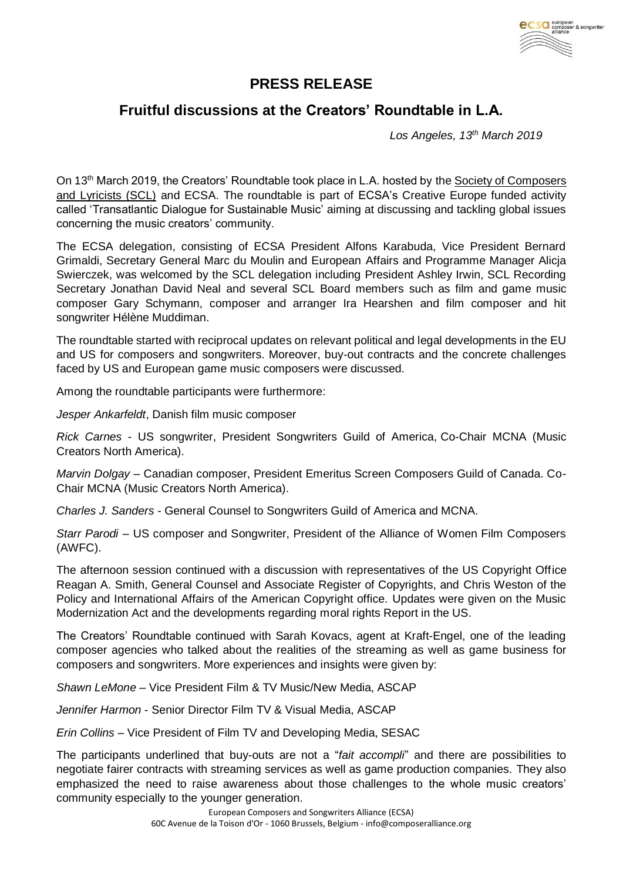# PRESS RELEASE

## Fruitful discussions at the Creators' Roundtable in L.A.

*Los Angeles, 13th March 2019*

On 13th March 2019, the Creators' Roundtable took place in L.A. hosted by the Society of Composers and Lyricists (SCL) and ECSA. The roundtable is part of ECSA's Creative Europe funded activity called 'Transatlantic Dialogue for Sustainable Music' aiming at discussing and tackling global issues concerning the music creators' community.

The ECSA delegation, consisting of ECSA President Alfons Karabuda, Vice President Bernard Grimaldi, Secretary General Marc du Moulin and European Affairs and Programme Manager Alicja Swierczek, was welcomed by the SCL delegation including President Ashley Irwin, SCL Recording Secretary Jonathan David Neal and several SCL Board members such as film and game music composer Gary Schymann, composer and arranger Ira Hearshen and film composer and hit songwriter Hélène Muddiman.

The roundtable started with reciprocal updates on relevant political and legal developments in the EU and US for composers and songwriters. Moreover, buy-out contracts and the concrete challenges faced by US and European game music composers were discussed.

Among the roundtable participants were furthermore:

*Jesper Ankarfeldt*, Danish film music composer

*Rick Carnes* - US songwriter, President Songwriters Guild of America, Co-Chair MCNA (Music Creators North America).

*Marvin Dolgay* – Canadian composer, President Emeritus Screen Composers Guild of Canada. Co-Chair MCNA (Music Creators North America).

*Charles J. Sanders* - General Counsel to Songwriters Guild of America and MCNA.

*Starr Parodi* – US composer and Songwriter, President of the Alliance of Women Film Composers (AWFC).

The afternoon session continued with a discussion with representatives of the US Copyright Office Reagan A. Smith, General Counsel and Associate Register of Copyrights, and Chris Weston of the Policy and International Affairs of the American Copyright office. Updates were given on the Music Modernization Act and the developments regarding moral rights Report in the US.

The Creators' Roundtable continued with Sarah Kovacs, agent at Kraft-Engel, one of the leading composer agencies who talked about the realities of the streaming as well as game business for composers and songwriters. More experiences and insights were given by:

*Shawn LeMone* – Vice President Film & TV Music/New Media, ASCAP

*Jennifer Harmon* - Senior Director Film TV & Visual Media, ASCAP

*Erin Collins* – Vice President of Film TV and Developing Media, SESAC

The participants underlined that buy-outs are not a "*fait accompli*" and there are possibilities to negotiate fairer contracts with streaming services as well as game production companies. They also emphasized the need to raise awareness about those challenges to the whole music creators' community especially to the younger generation.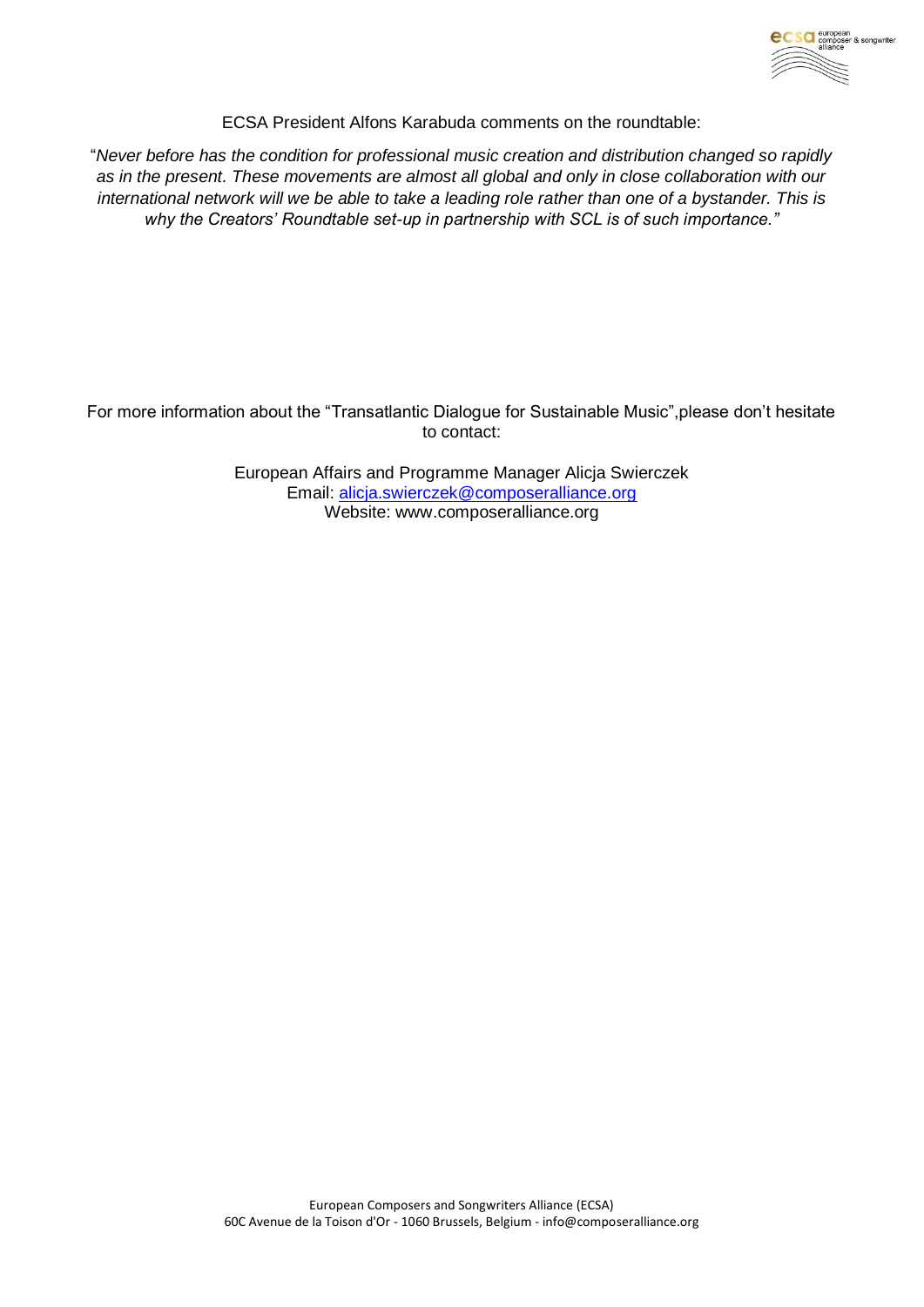ECSA President Alfons Karabuda comments on the roundtable:

"*Never before has the condition for professional music creation and distribution changed so rapidly as in the present. These movements are almost all global and only in close collaboration with our international network will we be able to take a leading role rather than one of a bystander. This is why the Creators' Roundtable set-up in partnership with SCL is of such importance."*

For more information about the "Transatlantic Dialogue for Sustainable Music",please don't hesitate to contact:

European Affairs and Programme Manager Alicja Swierczek
Email: alicja.swierczek@composeralliance.org
Website: www.composeralliance.org